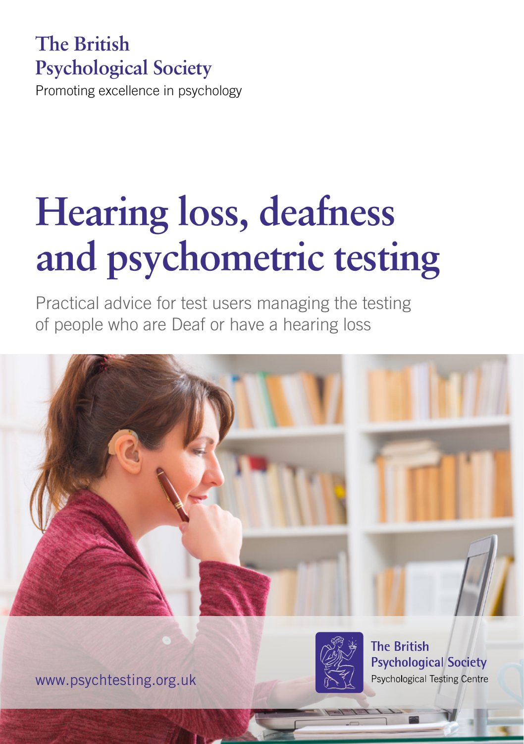The British Psychological Society

Promoting excellence in psychology

# Hearing loss, deafness and psychometric testing

Practical advice for test users managing the testing of people who are Deaf or have a hearing loss

www.psychtesting.org.uk

The British Psychological Society

Psychological Testing Centre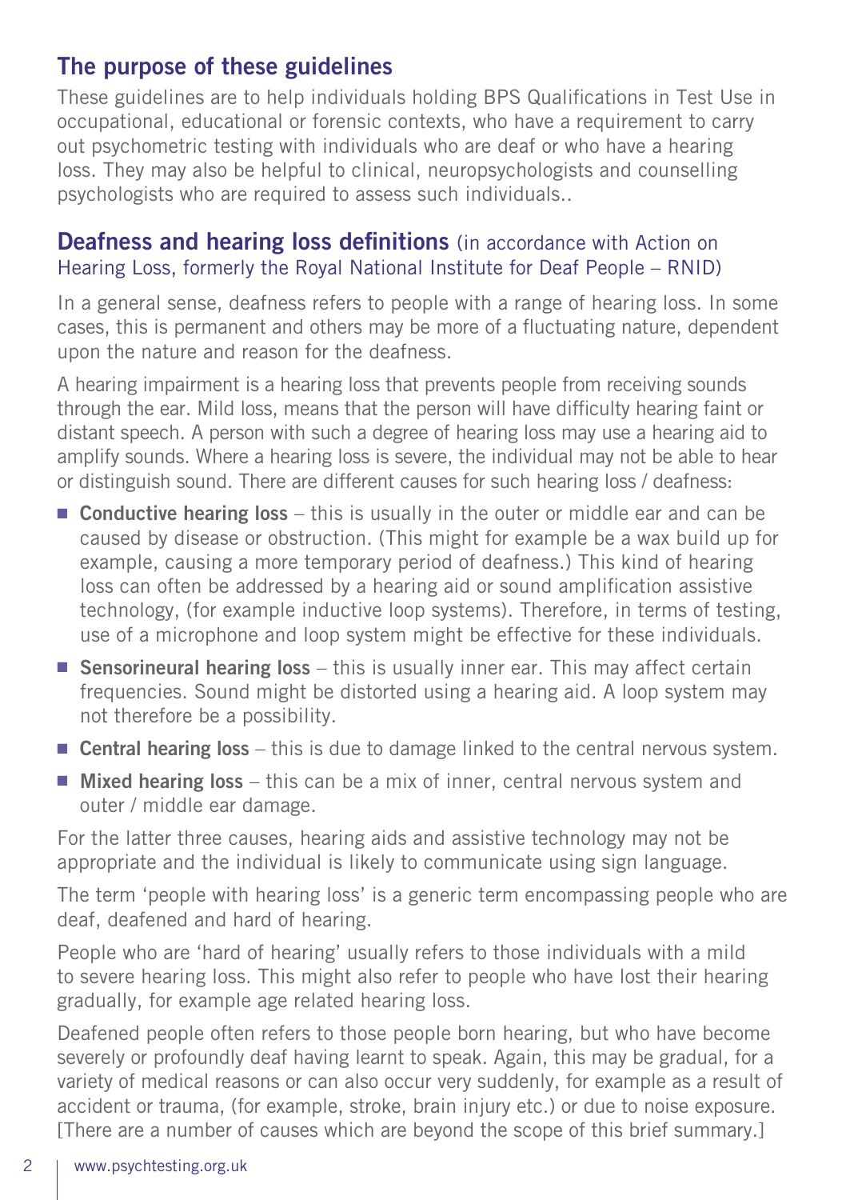## The purpose of these guidelines

These guidelines are to help individuals holding BPS Qualifications in Test Use in occupational, educational or forensic contexts, who have a requirement to carry out psychometric testing with individuals who are deaf or who have a hearing loss. They may also be helpful to clinical, neuropsychologists and counselling psychologists who are required to assess such individuals..

## Deafness and hearing loss definitions (in accordance with Action on Hearing Loss, formerly the Royal National Institute for Deaf People – RNID)

In a general sense, deafness refers to people with a range of hearing loss. In some cases, this is permanent and others may be more of a fluctuating nature, dependent upon the nature and reason for the deafness.

A hearing impairment is a hearing loss that prevents people from receiving sounds through the ear. Mild loss, means that the person will have difficulty hearing faint or distant speech. A person with such a degree of hearing loss may use a hearing aid to amplify sounds. Where a hearing loss is severe, the individual may not be able to hear or distinguish sound. There are different causes for such hearing loss / deafness:

- **Conductive hearing loss** – this is usually in the outer or middle ear and can be caused by disease or obstruction. (This might for example be a wax build up for example, causing a more temporary period of deafness.) This kind of hearing loss can often be addressed by a hearing aid or sound amplification assistive technology, (for example inductive loop systems). Therefore, in terms of testing, use of a microphone and loop system might be effective for these individuals.
- **Sensorineural hearing loss** – this is usually inner ear. This may affect certain frequencies. Sound might be distorted using a hearing aid. A loop system may not therefore be a possibility.
- **Central hearing loss** – this is due to damage linked to the central nervous system.
- **Mixed hearing loss** – this can be a mix of inner, central nervous system and outer / middle ear damage.

For the latter three causes, hearing aids and assistive technology may not be appropriate and the individual is likely to communicate using sign language.

The term 'people with hearing loss' is a generic term encompassing people who are deaf, deafened and hard of hearing.

People who are 'hard of hearing' usually refers to those individuals with a mild to severe hearing loss. This might also refer to people who have lost their hearing gradually, for example age related hearing loss.

Deafened people often refers to those people born hearing, but who have become severely or profoundly deaf having learnt to speak. Again, this may be gradual, for a variety of medical reasons or can also occur very suddenly, for example as a result of accident or trauma, (for example, stroke, brain injury etc.) or due to noise exposure. [There are a number of causes which are beyond the scope of this brief summary.]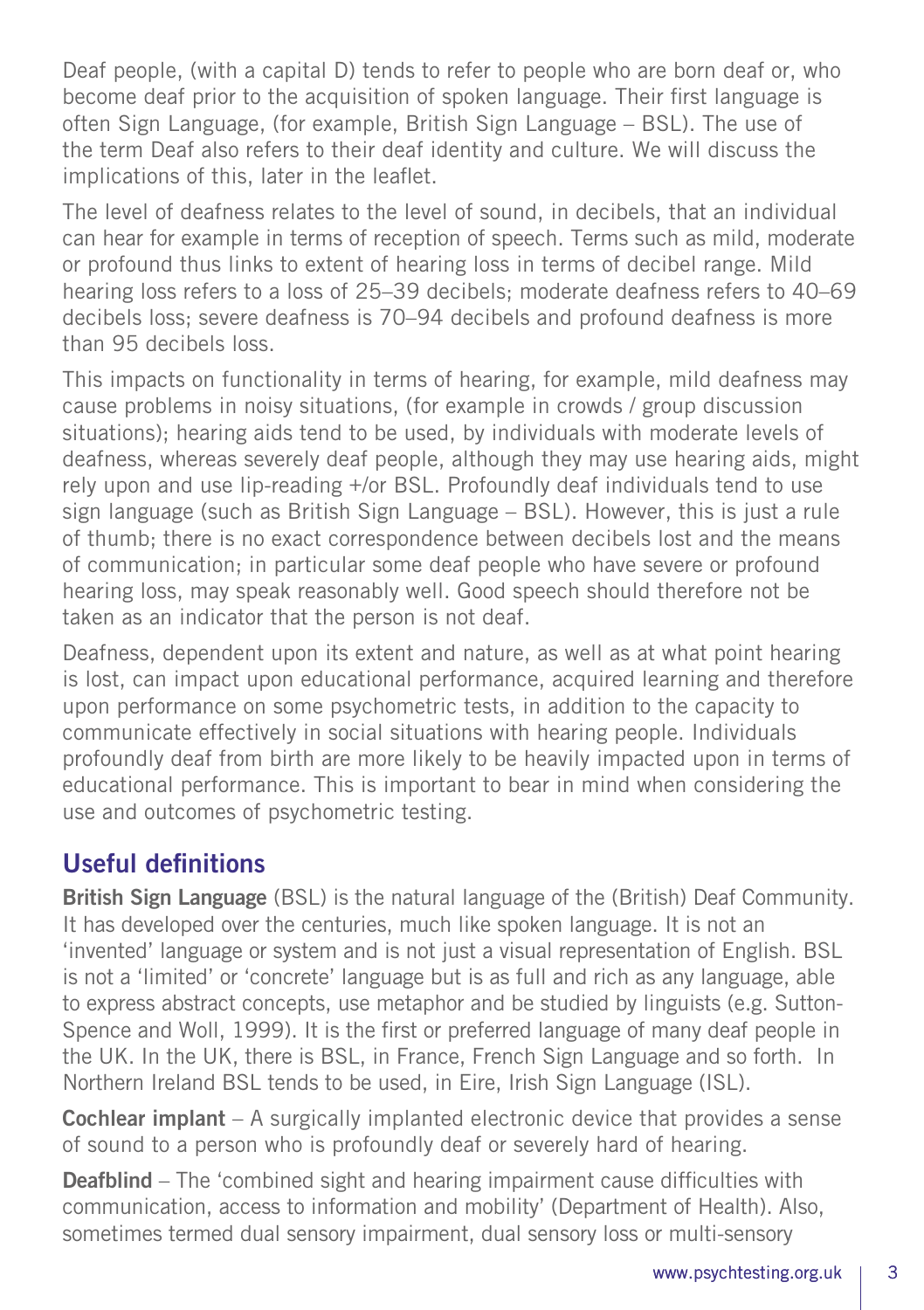Deaf people, (with a capital D) tends to refer to people who are born deaf or, who become deaf prior to the acquisition of spoken language. Their first language is often Sign Language, (for example, British Sign Language – BSL). The use of the term Deaf also refers to their deaf identity and culture. We will discuss the implications of this, later in the leaflet.

The level of deafness relates to the level of sound, in decibels, that an individual can hear for example in terms of reception of speech. Terms such as mild, moderate or profound thus links to extent of hearing loss in terms of decibel range. Mild hearing loss refers to a loss of 25–39 decibels; moderate deafness refers to 40–69 decibels loss; severe deafness is 70–94 decibels and profound deafness is more than 95 decibels loss.

This impacts on functionality in terms of hearing, for example, mild deafness may cause problems in noisy situations, (for example in crowds / group discussion situations); hearing aids tend to be used, by individuals with moderate levels of deafness, whereas severely deaf people, although they may use hearing aids, might rely upon and use lip-reading +/or BSL. Profoundly deaf individuals tend to use sign language (such as British Sign Language – BSL). However, this is just a rule of thumb; there is no exact correspondence between decibels lost and the means of communication; in particular some deaf people who have severe or profound hearing loss, may speak reasonably well. Good speech should therefore not be taken as an indicator that the person is not deaf.

Deafness, dependent upon its extent and nature, as well as at what point hearing is lost, can impact upon educational performance, acquired learning and therefore upon performance on some psychometric tests, in addition to the capacity to communicate effectively in social situations with hearing people. Individuals profoundly deaf from birth are more likely to be heavily impacted upon in terms of educational performance. This is important to bear in mind when considering the use and outcomes of psychometric testing.

## Useful definitions

**British Sign Language** (BSL) is the natural language of the (British) Deaf Community. It has developed over the centuries, much like spoken language. It is not an 'invented' language or system and is not just a visual representation of English. BSL is not a 'limited' or 'concrete' language but is as full and rich as any language, able to express abstract concepts, use metaphor and be studied by linguists (e.g. Sutton-Spence and Woll, 1999). It is the first or preferred language of many deaf people in the UK. In the UK, there is BSL, in France, French Sign Language and so forth. In Northern Ireland BSL tends to be used, in Eire, Irish Sign Language (ISL).

**Cochlear implant** – A surgically implanted electronic device that provides a sense of sound to a person who is profoundly deaf or severely hard of hearing.

**Deafblind** – The 'combined sight and hearing impairment cause difficulties with communication, access to information and mobility' (Department of Health). Also, sometimes termed dual sensory impairment, dual sensory loss or multi-sensory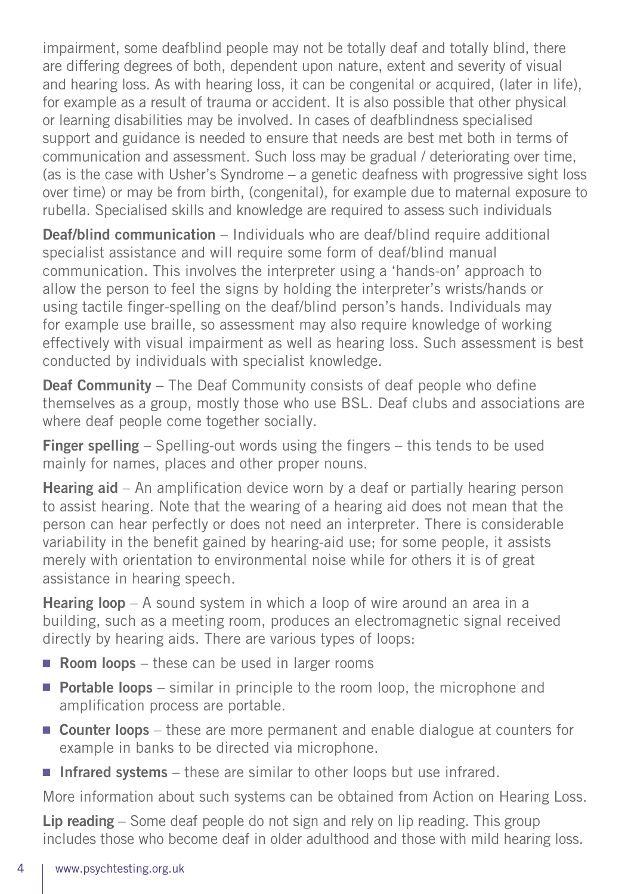impairment, some deafblind people may not be totally deaf and totally blind, there are differing degrees of both, dependent upon nature, extent and severity of visual and hearing loss. As with hearing loss, it can be congenital or acquired, (later in life), for example as a result of trauma or accident. It is also possible that other physical or learning disabilities may be involved. In cases of deafblindness specialised support and guidance is needed to ensure that needs are best met both in terms of communication and assessment. Such loss may be gradual / deteriorating over time, (as is the case with Usher's Syndrome – a genetic deafness with progressive sight loss over time) or may be from birth, (congenital), for example due to maternal exposure to rubella. Specialised skills and knowledge are required to assess such individuals

**Deaf/blind communication** – Individuals who are deaf/blind require additional specialist assistance and will require some form of deaf/blind manual communication. This involves the interpreter using a 'hands-on' approach to allow the person to feel the signs by holding the interpreter's wrists/hands or using tactile finger-spelling on the deaf/blind person's hands. Individuals may for example use braille, so assessment may also require knowledge of working effectively with visual impairment as well as hearing loss. Such assessment is best conducted by individuals with specialist knowledge.

**Deaf Community** – The Deaf Community consists of deaf people who define themselves as a group, mostly those who use BSL. Deaf clubs and associations are where deaf people come together socially.

**Finger spelling** – Spelling-out words using the fingers – this tends to be used mainly for names, places and other proper nouns.

**Hearing aid** – An amplification device worn by a deaf or partially hearing person to assist hearing. Note that the wearing of a hearing aid does not mean that the person can hear perfectly or does not need an interpreter. There is considerable variability in the benefit gained by hearing-aid use; for some people, it assists merely with orientation to environmental noise while for others it is of great assistance in hearing speech.

**Hearing loop** – A sound system in which a loop of wire around an area in a building, such as a meeting room, produces an electromagnetic signal received directly by hearing aids. There are various types of loops:

- **Room loops** – these can be used in larger rooms
- **Portable loops** – similar in principle to the room loop, the microphone and amplification process are portable.
- **Counter loops** – these are more permanent and enable dialogue at counters for example in banks to be directed via microphone.
- **Infrared systems** – these are similar to other loops but use infrared.

More information about such systems can be obtained from Action on Hearing Loss.

**Lip reading** – Some deaf people do not sign and rely on lip reading. This group includes those who become deaf in older adulthood and those with mild hearing loss.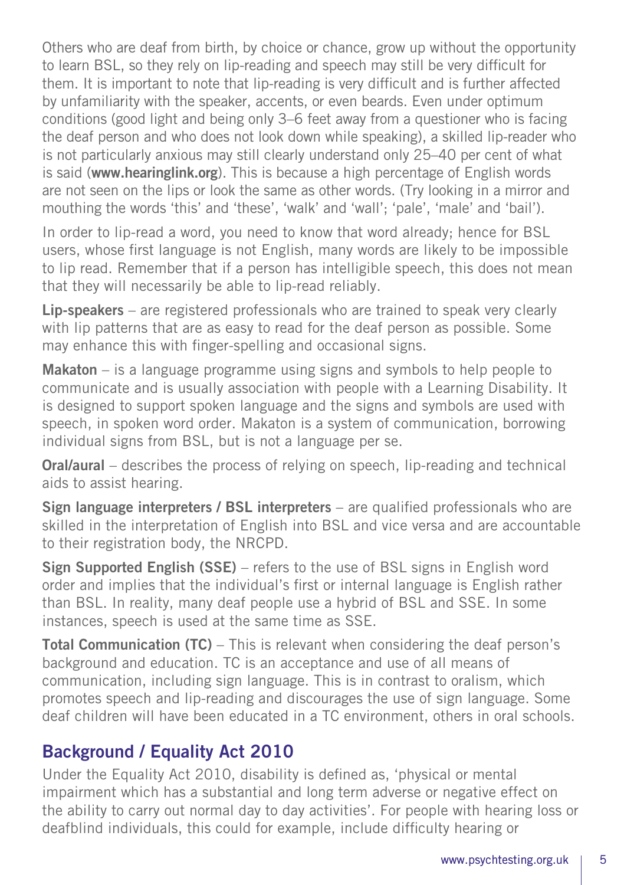Others who are deaf from birth, by choice or chance, grow up without the opportunity to learn BSL, so they rely on lip-reading and speech may still be very difficult for them. It is important to note that lip-reading is very difficult and is further affected by unfamiliarity with the speaker, accents, or even beards. Even under optimum conditions (good light and being only 3–6 feet away from a questioner who is facing the deaf person and who does not look down while speaking), a skilled lip-reader who is not particularly anxious may still clearly understand only 25–40 per cent of what is said (**www.hearinglink.org**). This is because a high percentage of English words are not seen on the lips or look the same as other words. (Try looking in a mirror and mouthing the words 'this' and 'these', 'walk' and 'wall'; 'pale', 'male' and 'bail').

In order to lip-read a word, you need to know that word already; hence for BSL users, whose first language is not English, many words are likely to be impossible to lip read. Remember that if a person has intelligible speech, this does not mean that they will necessarily be able to lip-read reliably.

**Lip-speakers** – are registered professionals who are trained to speak very clearly with lip patterns that are as easy to read for the deaf person as possible. Some may enhance this with finger-spelling and occasional signs.

**Makaton** – is a language programme using signs and symbols to help people to communicate and is usually association with people with a Learning Disability. It is designed to support spoken language and the signs and symbols are used with speech, in spoken word order. Makaton is a system of communication, borrowing individual signs from BSL, but is not a language per se.

**Oral/aural** – describes the process of relying on speech, lip-reading and technical aids to assist hearing.

**Sign language interpreters / BSL interpreters** – are qualified professionals who are skilled in the interpretation of English into BSL and vice versa and are accountable to their registration body, the NRCPD.

**Sign Supported English (SSE)** – refers to the use of BSL signs in English word order and implies that the individual's first or internal language is English rather than BSL. In reality, many deaf people use a hybrid of BSL and SSE. In some instances, speech is used at the same time as SSE.

**Total Communication (TC)** – This is relevant when considering the deaf person's background and education. TC is an acceptance and use of all means of communication, including sign language. This is in contrast to oralism, which promotes speech and lip-reading and discourages the use of sign language. Some deaf children will have been educated in a TC environment, others in oral schools.

## Background / Equality Act 2010

Under the Equality Act 2010, disability is defined as, 'physical or mental impairment which has a substantial and long term adverse or negative effect on the ability to carry out normal day to day activities'. For people with hearing loss or deafblind individuals, this could for example, include difficulty hearing or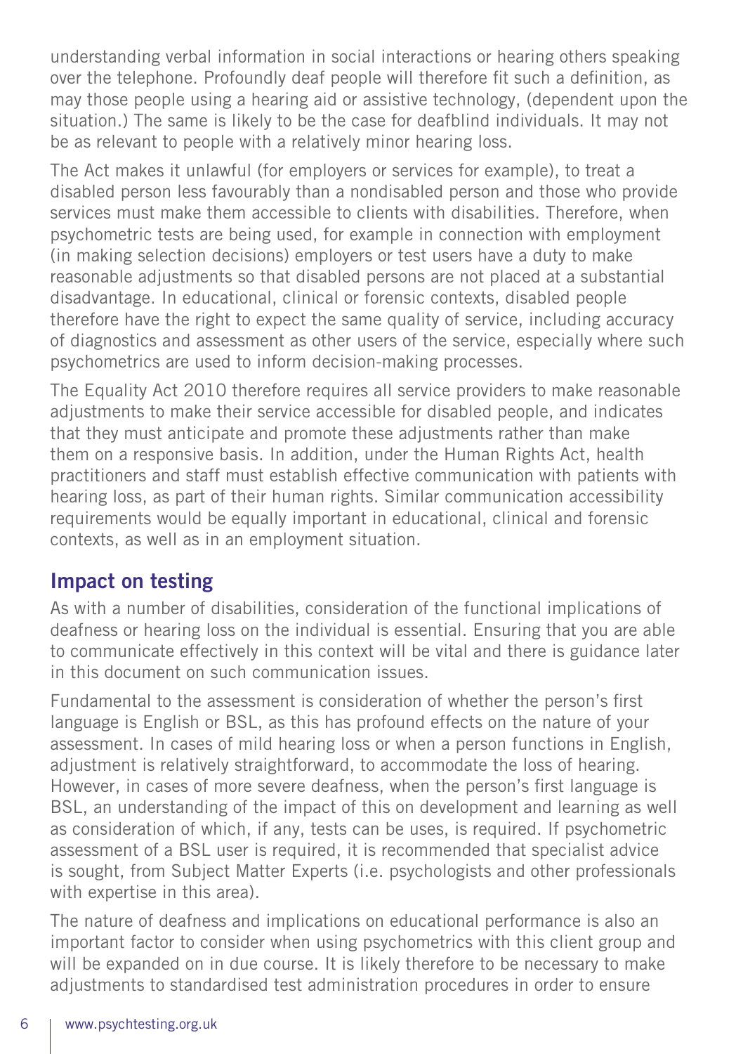understanding verbal information in social interactions or hearing others speaking over the telephone. Profoundly deaf people will therefore fit such a definition, as may those people using a hearing aid or assistive technology, (dependent upon the situation.) The same is likely to be the case for deafblind individuals. It may not be as relevant to people with a relatively minor hearing loss.

The Act makes it unlawful (for employers or services for example), to treat a disabled person less favourably than a nondisabled person and those who provide services must make them accessible to clients with disabilities. Therefore, when psychometric tests are being used, for example in connection with employment (in making selection decisions) employers or test users have a duty to make reasonable adjustments so that disabled persons are not placed at a substantial disadvantage. In educational, clinical or forensic contexts, disabled people therefore have the right to expect the same quality of service, including accuracy of diagnostics and assessment as other users of the service, especially where such psychometrics are used to inform decision-making processes.

The Equality Act 2010 therefore requires all service providers to make reasonable adjustments to make their service accessible for disabled people, and indicates that they must anticipate and promote these adjustments rather than make them on a responsive basis. In addition, under the Human Rights Act, health practitioners and staff must establish effective communication with patients with hearing loss, as part of their human rights. Similar communication accessibility requirements would be equally important in educational, clinical and forensic contexts, as well as in an employment situation.

## Impact on testing

As with a number of disabilities, consideration of the functional implications of deafness or hearing loss on the individual is essential. Ensuring that you are able to communicate effectively in this context will be vital and there is guidance later in this document on such communication issues.

Fundamental to the assessment is consideration of whether the person's first language is English or BSL, as this has profound effects on the nature of your assessment. In cases of mild hearing loss or when a person functions in English, adjustment is relatively straightforward, to accommodate the loss of hearing. However, in cases of more severe deafness, when the person's first language is BSL, an understanding of the impact of this on development and learning as well as consideration of which, if any, tests can be uses, is required. If psychometric assessment of a BSL user is required, it is recommended that specialist advice is sought, from Subject Matter Experts (i.e. psychologists and other professionals with expertise in this area).

The nature of deafness and implications on educational performance is also an important factor to consider when using psychometrics with this client group and will be expanded on in due course. It is likely therefore to be necessary to make adjustments to standardised test administration procedures in order to ensure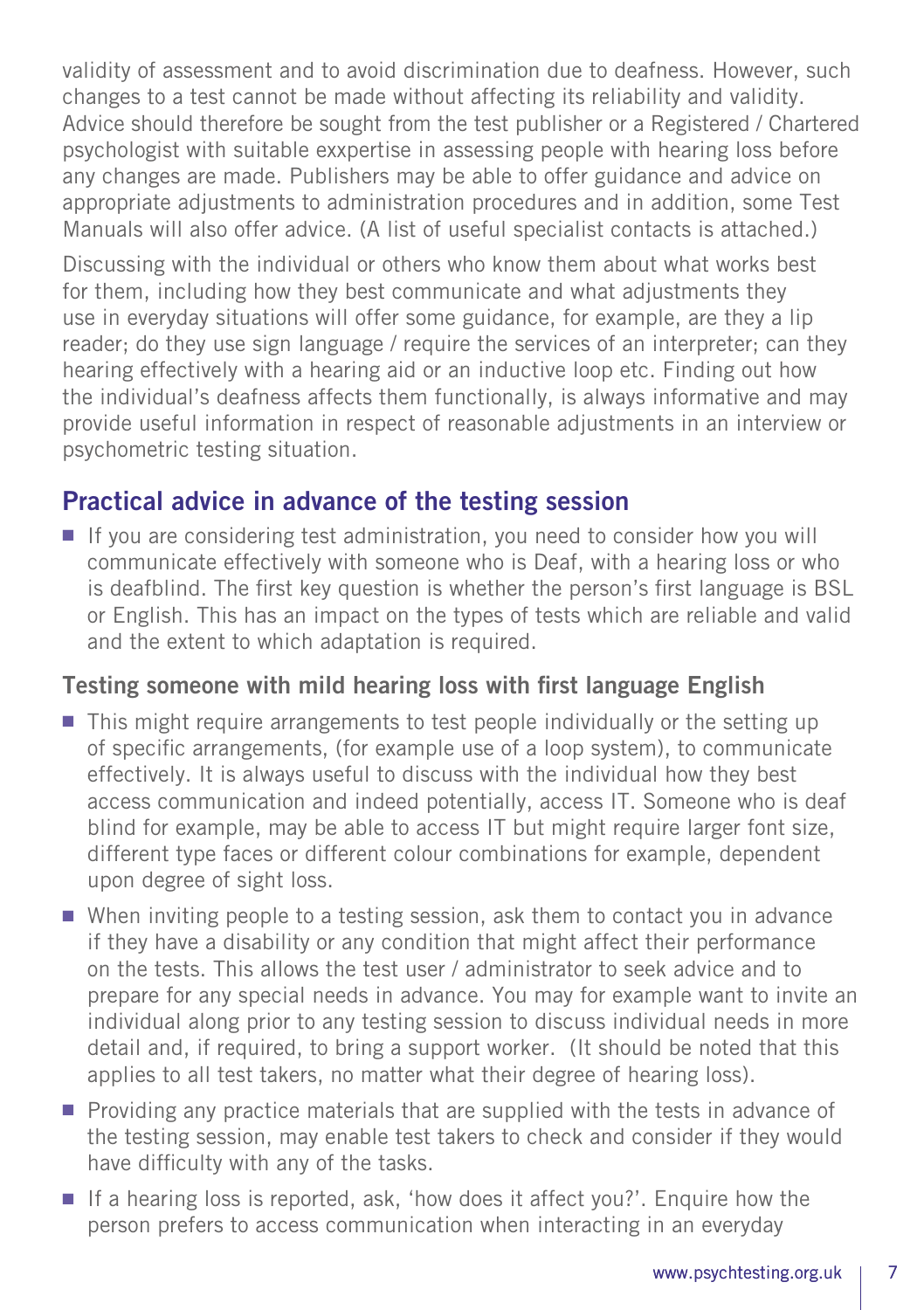validity of assessment and to avoid discrimination due to deafness. However, such changes to a test cannot be made without affecting its reliability and validity. Advice should therefore be sought from the test publisher or a Registered / Chartered psychologist with suitable exxpertise in assessing people with hearing loss before any changes are made. Publishers may be able to offer guidance and advice on appropriate adjustments to administration procedures and in addition, some Test Manuals will also offer advice. (A list of useful specialist contacts is attached.)

Discussing with the individual or others who know them about what works best for them, including how they best communicate and what adjustments they use in everyday situations will offer some guidance, for example, are they a lip reader; do they use sign language / require the services of an interpreter; can they hearing effectively with a hearing aid or an inductive loop etc. Finding out how the individual's deafness affects them functionally, is always informative and may provide useful information in respect of reasonable adjustments in an interview or psychometric testing situation.

## Practical advice in advance of the testing session

- If you are considering test administration, you need to consider how you will communicate effectively with someone who is Deaf, with a hearing loss or who is deafblind. The first key question is whether the person's first language is BSL or English. This has an impact on the types of tests which are reliable and valid and the extent to which adaptation is required.

### Testing someone with mild hearing loss with first language English

- This might require arrangements to test people individually or the setting up of specific arrangements, (for example use of a loop system), to communicate effectively. It is always useful to discuss with the individual how they best access communication and indeed potentially, access IT. Someone who is deaf blind for example, may be able to access IT but might require larger font size, different type faces or different colour combinations for example, dependent upon degree of sight loss.
- When inviting people to a testing session, ask them to contact you in advance if they have a disability or any condition that might affect their performance on the tests. This allows the test user / administrator to seek advice and to prepare for any special needs in advance. You may for example want to invite an individual along prior to any testing session to discuss individual needs in more detail and, if required, to bring a support worker. (It should be noted that this applies to all test takers, no matter what their degree of hearing loss).
- Providing any practice materials that are supplied with the tests in advance of the testing session, may enable test takers to check and consider if they would have difficulty with any of the tasks.
- If a hearing loss is reported, ask, 'how does it affect you?'. Enquire how the person prefers to access communication when interacting in an everyday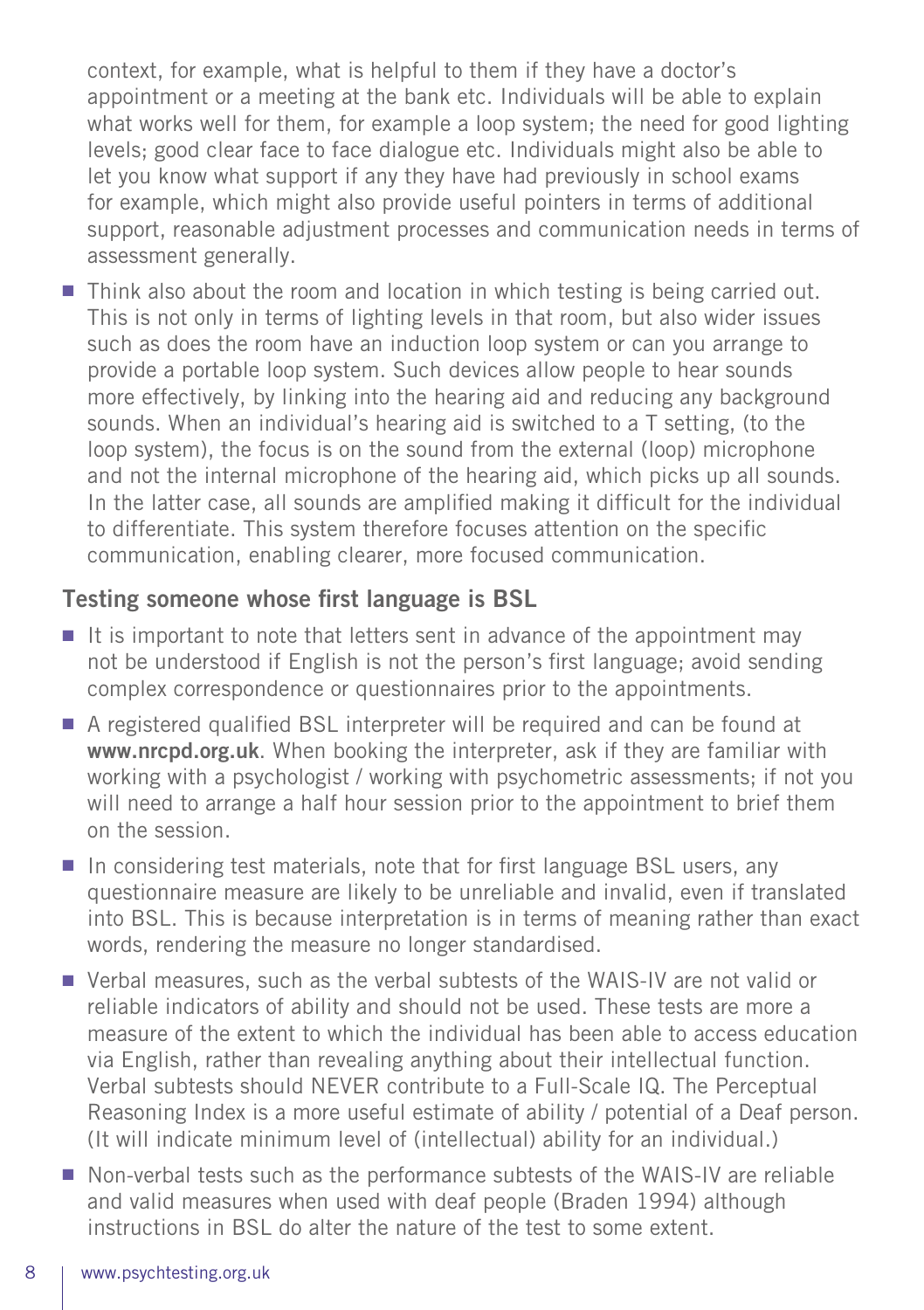context, for example, what is helpful to them if they have a doctor's appointment or a meeting at the bank etc. Individuals will be able to explain what works well for them, for example a loop system; the need for good lighting levels; good clear face to face dialogue etc. Individuals might also be able to let you know what support if any they have had previously in school exams for example, which might also provide useful pointers in terms of additional support, reasonable adjustment processes and communication needs in terms of assessment generally.

- Think also about the room and location in which testing is being carried out. This is not only in terms of lighting levels in that room, but also wider issues such as does the room have an induction loop system or can you arrange to provide a portable loop system. Such devices allow people to hear sounds more effectively, by linking into the hearing aid and reducing any background sounds. When an individual's hearing aid is switched to a T setting, (to the loop system), the focus is on the sound from the external (loop) microphone and not the internal microphone of the hearing aid, which picks up all sounds. In the latter case, all sounds are amplified making it difficult for the individual to differentiate. This system therefore focuses attention on the specific communication, enabling clearer, more focused communication.

## Testing someone whose first language is BSL

- It is important to note that letters sent in advance of the appointment may not be understood if English is not the person's first language; avoid sending complex correspondence or questionnaires prior to the appointments.
- A registered qualified BSL interpreter will be required and can be found at **www.nrcpd.org.uk**. When booking the interpreter, ask if they are familiar with working with a psychologist / working with psychometric assessments; if not you will need to arrange a half hour session prior to the appointment to brief them on the session.
- In considering test materials, note that for first language BSL users, any questionnaire measure are likely to be unreliable and invalid, even if translated into BSL. This is because interpretation is in terms of meaning rather than exact words, rendering the measure no longer standardised.
- Verbal measures, such as the verbal subtests of the WAIS-IV are not valid or reliable indicators of ability and should not be used. These tests are more a measure of the extent to which the individual has been able to access education via English, rather than revealing anything about their intellectual function. Verbal subtests should NEVER contribute to a Full-Scale IQ. The Perceptual Reasoning Index is a more useful estimate of ability / potential of a Deaf person. (It will indicate minimum level of (intellectual) ability for an individual.)
- Non-verbal tests such as the performance subtests of the WAIS-IV are reliable and valid measures when used with deaf people (Braden 1994) although instructions in BSL do alter the nature of the test to some extent.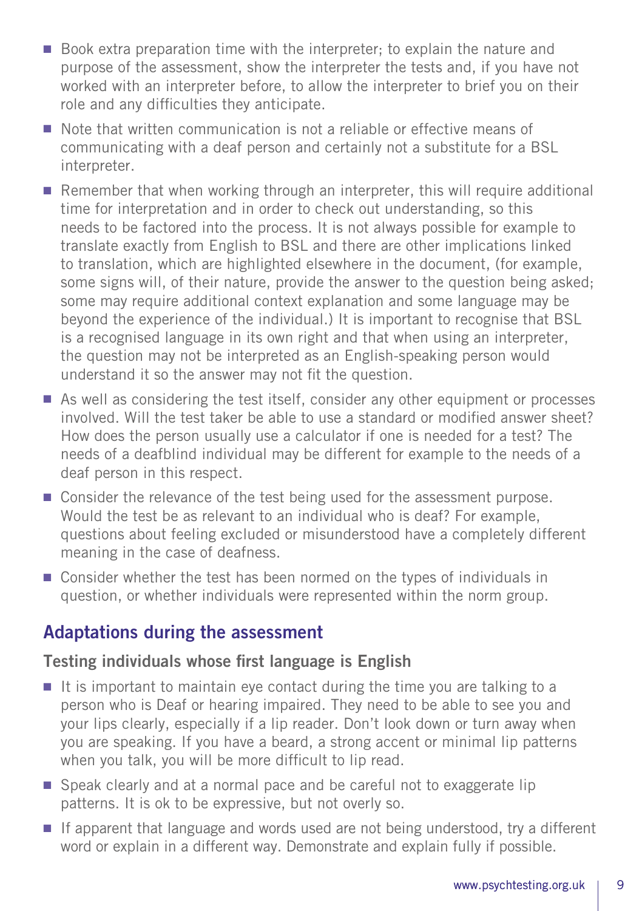- Book extra preparation time with the interpreter; to explain the nature and purpose of the assessment, show the interpreter the tests and, if you have not worked with an interpreter before, to allow the interpreter to brief you on their role and any difficulties they anticipate.
- Note that written communication is not a reliable or effective means of communicating with a deaf person and certainly not a substitute for a BSL interpreter.
- Remember that when working through an interpreter, this will require additional time for interpretation and in order to check out understanding, so this needs to be factored into the process. It is not always possible for example to translate exactly from English to BSL and there are other implications linked to translation, which are highlighted elsewhere in the document, (for example, some signs will, of their nature, provide the answer to the question being asked; some may require additional context explanation and some language may be beyond the experience of the individual.) It is important to recognise that BSL is a recognised language in its own right and that when using an interpreter, the question may not be interpreted as an English-speaking person would understand it so the answer may not fit the question.
- As well as considering the test itself, consider any other equipment or processes involved. Will the test taker be able to use a standard or modified answer sheet? How does the person usually use a calculator if one is needed for a test? The needs of a deafblind individual may be different for example to the needs of a deaf person in this respect.
- Consider the relevance of the test being used for the assessment purpose. Would the test be as relevant to an individual who is deaf? For example, questions about feeling excluded or misunderstood have a completely different meaning in the case of deafness.
- Consider whether the test has been normed on the types of individuals in question, or whether individuals were represented within the norm group.

## Adaptations during the assessment

### Testing individuals whose first language is English

- It is important to maintain eye contact during the time you are talking to a person who is Deaf or hearing impaired. They need to be able to see you and your lips clearly, especially if a lip reader. Don't look down or turn away when you are speaking. If you have a beard, a strong accent or minimal lip patterns when you talk, you will be more difficult to lip read.
- Speak clearly and at a normal pace and be careful not to exaggerate lip patterns. It is ok to be expressive, but not overly so.
- If apparent that language and words used are not being understood, try a different word or explain in a different way. Demonstrate and explain fully if possible.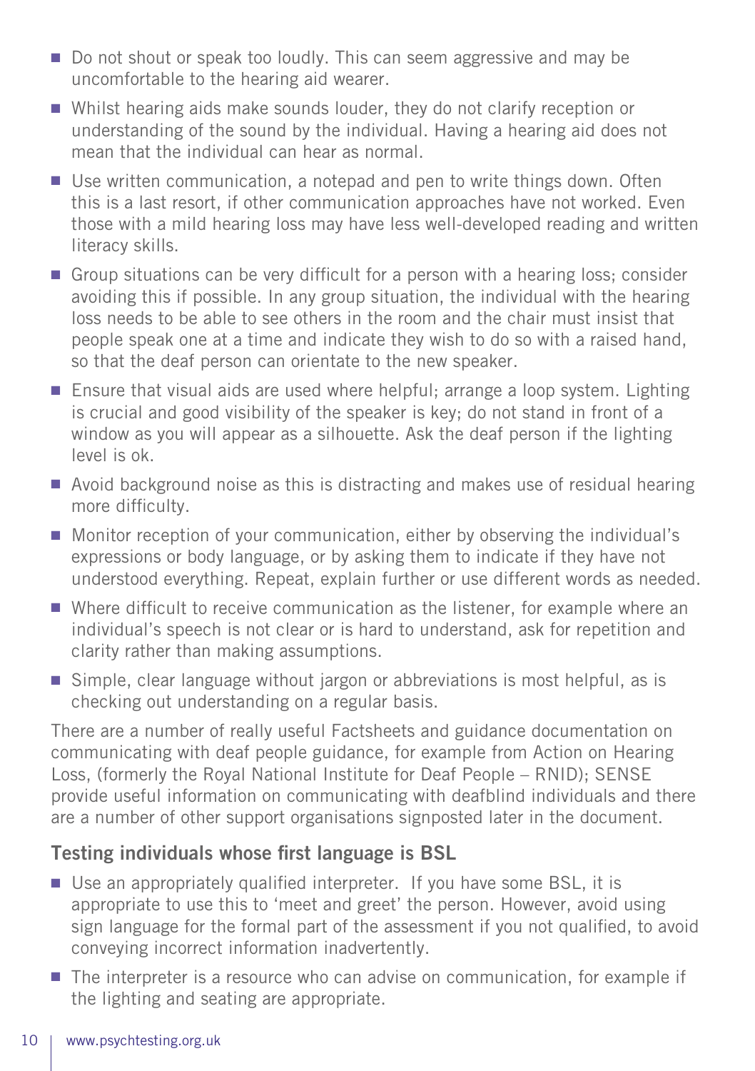- Do not shout or speak too loudly. This can seem aggressive and may be uncomfortable to the hearing aid wearer.
- Whilst hearing aids make sounds louder, they do not clarify reception or understanding of the sound by the individual. Having a hearing aid does not mean that the individual can hear as normal.
- Use written communication, a notepad and pen to write things down. Often this is a last resort, if other communication approaches have not worked. Even those with a mild hearing loss may have less well-developed reading and written literacy skills.
- Group situations can be very difficult for a person with a hearing loss; consider avoiding this if possible. In any group situation, the individual with the hearing loss needs to be able to see others in the room and the chair must insist that people speak one at a time and indicate they wish to do so with a raised hand, so that the deaf person can orientate to the new speaker.
- Ensure that visual aids are used where helpful; arrange a loop system. Lighting is crucial and good visibility of the speaker is key; do not stand in front of a window as you will appear as a silhouette. Ask the deaf person if the lighting level is ok.
- Avoid background noise as this is distracting and makes use of residual hearing more difficulty.
- Monitor reception of your communication, either by observing the individual's expressions or body language, or by asking them to indicate if they have not understood everything. Repeat, explain further or use different words as needed.
- Where difficult to receive communication as the listener, for example where an individual's speech is not clear or is hard to understand, ask for repetition and clarity rather than making assumptions.
- Simple, clear language without jargon or abbreviations is most helpful, as is checking out understanding on a regular basis.

There are a number of really useful Factsheets and guidance documentation on communicating with deaf people guidance, for example from Action on Hearing Loss, (formerly the Royal National Institute for Deaf People – RNID); SENSE provide useful information on communicating with deafblind individuals and there are a number of other support organisations signposted later in the document.

### Testing individuals whose first language is BSL

- Use an appropriately qualified interpreter. If you have some BSL, it is appropriate to use this to 'meet and greet' the person. However, avoid using sign language for the formal part of the assessment if you not qualified, to avoid conveying incorrect information inadvertently.
- The interpreter is a resource who can advise on communication, for example if the lighting and seating are appropriate.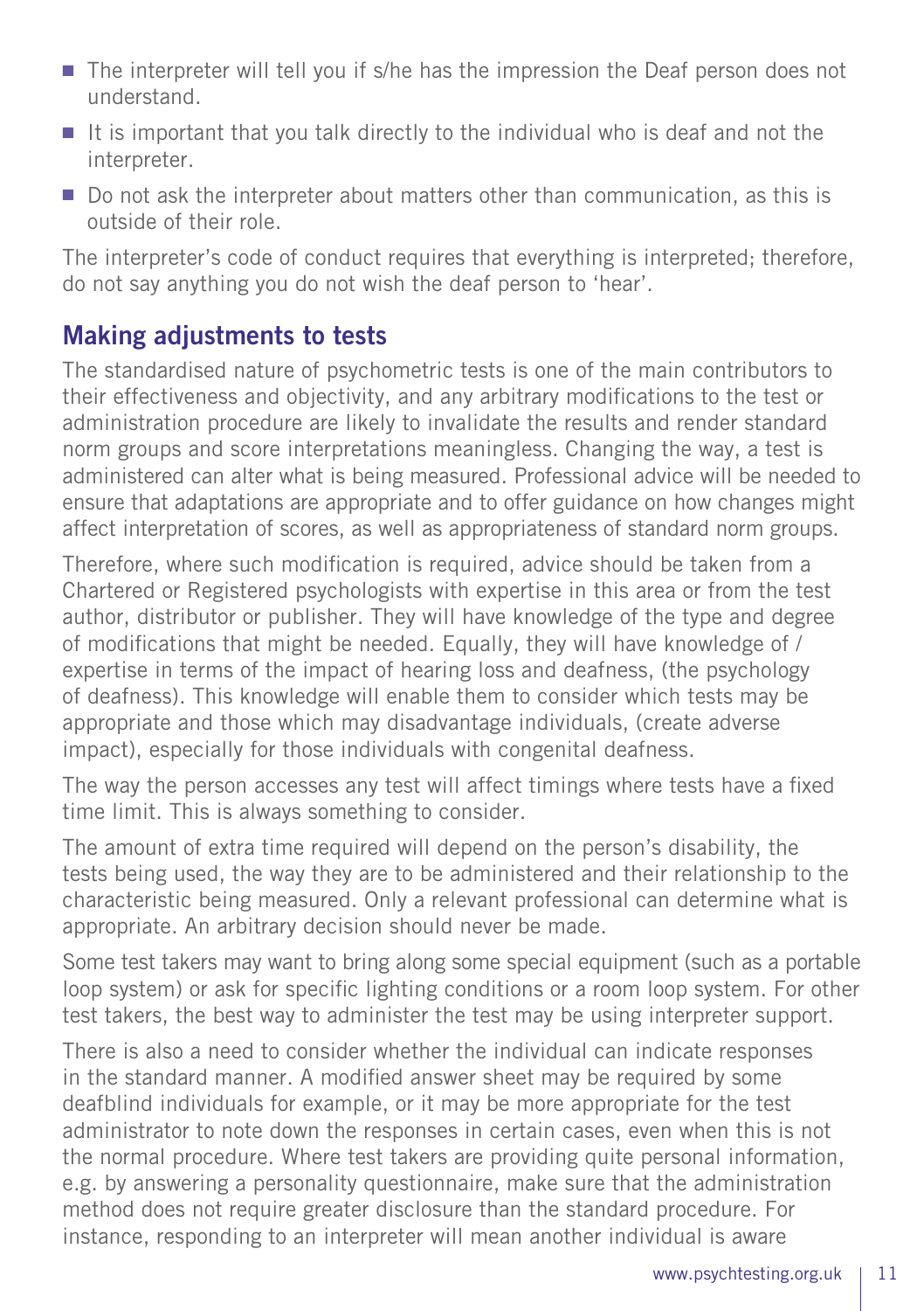- The interpreter will tell you if s/he has the impression the Deaf person does not understand.
- It is important that you talk directly to the individual who is deaf and not the interpreter.
- Do not ask the interpreter about matters other than communication, as this is outside of their role.

The interpreter's code of conduct requires that everything is interpreted; therefore, do not say anything you do not wish the deaf person to 'hear'.

## Making adjustments to tests

The standardised nature of psychometric tests is one of the main contributors to their effectiveness and objectivity, and any arbitrary modifications to the test or administration procedure are likely to invalidate the results and render standard norm groups and score interpretations meaningless. Changing the way, a test is administered can alter what is being measured. Professional advice will be needed to ensure that adaptations are appropriate and to offer guidance on how changes might affect interpretation of scores, as well as appropriateness of standard norm groups.

Therefore, where such modification is required, advice should be taken from a Chartered or Registered psychologists with expertise in this area or from the test author, distributor or publisher. They will have knowledge of the type and degree of modifications that might be needed. Equally, they will have knowledge of / expertise in terms of the impact of hearing loss and deafness, (the psychology of deafness). This knowledge will enable them to consider which tests may be appropriate and those which may disadvantage individuals, (create adverse impact), especially for those individuals with congenital deafness.

The way the person accesses any test will affect timings where tests have a fixed time limit. This is always something to consider.

The amount of extra time required will depend on the person's disability, the tests being used, the way they are to be administered and their relationship to the characteristic being measured. Only a relevant professional can determine what is appropriate. An arbitrary decision should never be made.

Some test takers may want to bring along some special equipment (such as a portable loop system) or ask for specific lighting conditions or a room loop system. For other test takers, the best way to administer the test may be using interpreter support.

There is also a need to consider whether the individual can indicate responses in the standard manner. A modified answer sheet may be required by some deafblind individuals for example, or it may be more appropriate for the test administrator to note down the responses in certain cases, even when this is not the normal procedure. Where test takers are providing quite personal information, e.g. by answering a personality questionnaire, make sure that the administration method does not require greater disclosure than the standard procedure. For instance, responding to an interpreter will mean another individual is aware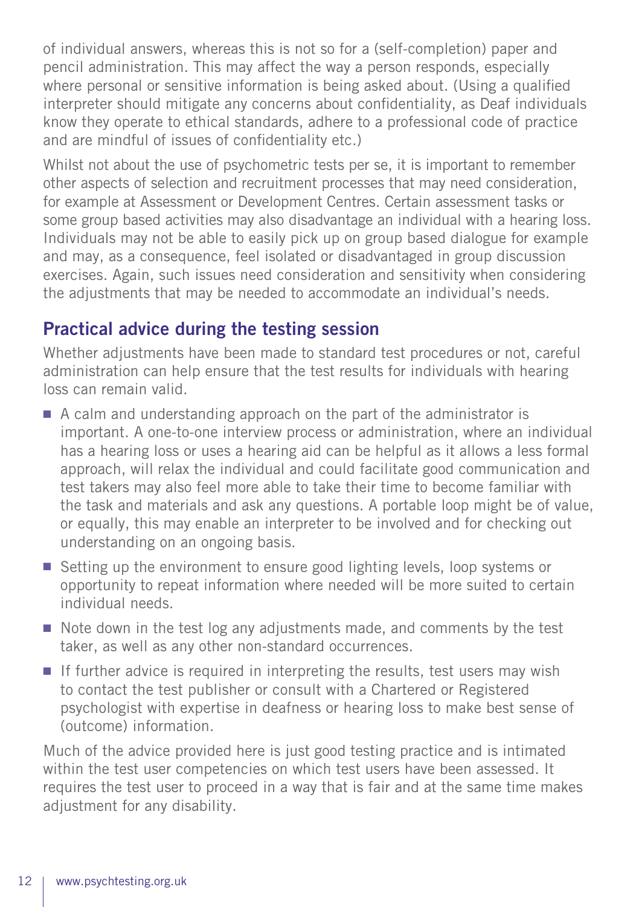of individual answers, whereas this is not so for a (self-completion) paper and pencil administration. This may affect the way a person responds, especially where personal or sensitive information is being asked about. (Using a qualified interpreter should mitigate any concerns about confidentiality, as Deaf individuals know they operate to ethical standards, adhere to a professional code of practice and are mindful of issues of confidentiality etc.)

Whilst not about the use of psychometric tests per se, it is important to remember other aspects of selection and recruitment processes that may need consideration, for example at Assessment or Development Centres. Certain assessment tasks or some group based activities may also disadvantage an individual with a hearing loss. Individuals may not be able to easily pick up on group based dialogue for example and may, as a consequence, feel isolated or disadvantaged in group discussion exercises. Again, such issues need consideration and sensitivity when considering the adjustments that may be needed to accommodate an individual's needs.

## Practical advice during the testing session

Whether adjustments have been made to standard test procedures or not, careful administration can help ensure that the test results for individuals with hearing loss can remain valid.

- A calm and understanding approach on the part of the administrator is important. A one-to-one interview process or administration, where an individual has a hearing loss or uses a hearing aid can be helpful as it allows a less formal approach, will relax the individual and could facilitate good communication and test takers may also feel more able to take their time to become familiar with the task and materials and ask any questions. A portable loop might be of value, or equally, this may enable an interpreter to be involved and for checking out understanding on an ongoing basis.
- Setting up the environment to ensure good lighting levels, loop systems or opportunity to repeat information where needed will be more suited to certain individual needs.
- Note down in the test log any adjustments made, and comments by the test taker, as well as any other non-standard occurrences.
- If further advice is required in interpreting the results, test users may wish to contact the test publisher or consult with a Chartered or Registered psychologist with expertise in deafness or hearing loss to make best sense of (outcome) information.

Much of the advice provided here is just good testing practice and is intimated within the test user competencies on which test users have been assessed. It requires the test user to proceed in a way that is fair and at the same time makes adjustment for any disability.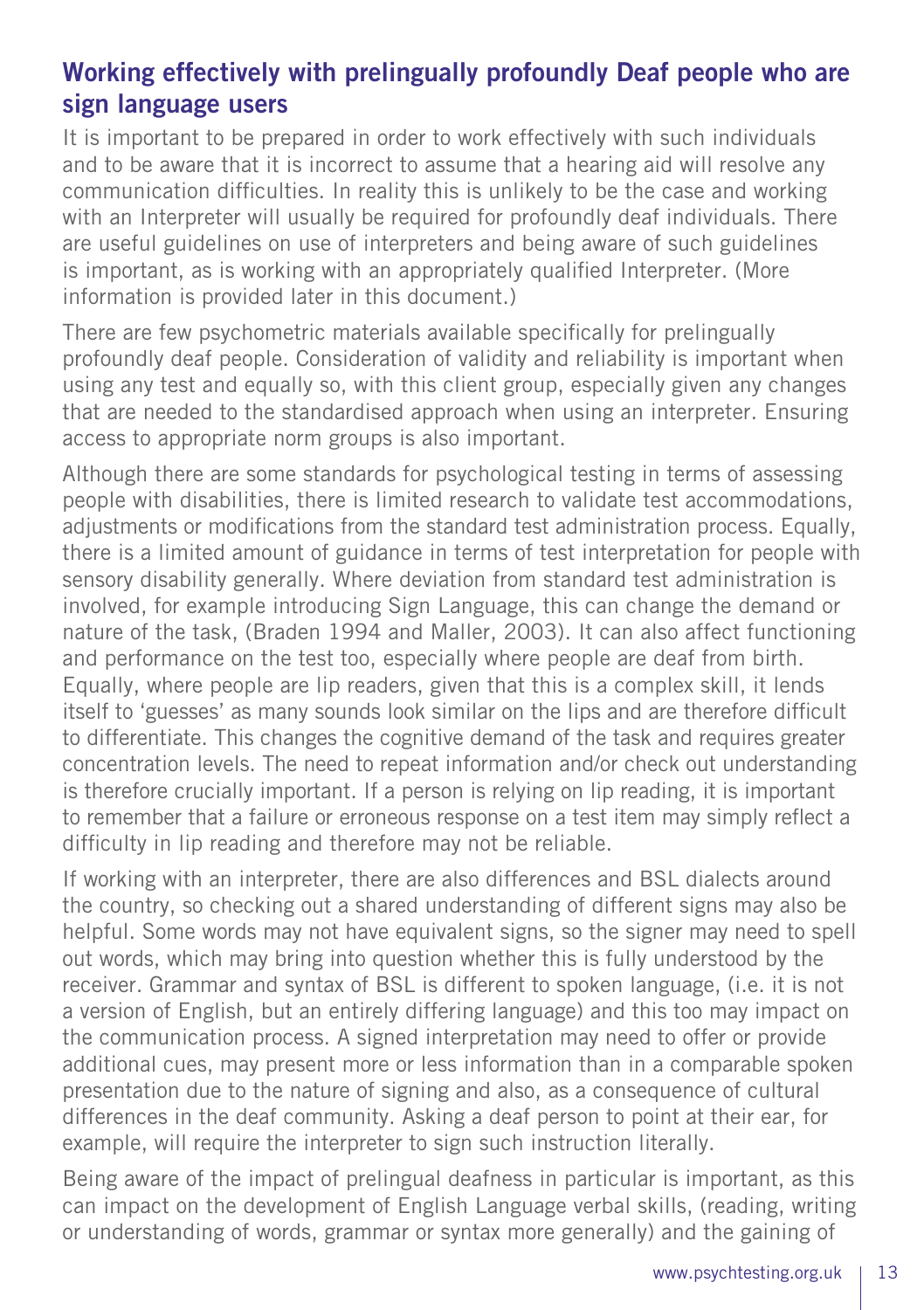## Working effectively with prelingually profoundly Deaf people who are sign language users

It is important to be prepared in order to work effectively with such individuals and to be aware that it is incorrect to assume that a hearing aid will resolve any communication difficulties. In reality this is unlikely to be the case and working with an Interpreter will usually be required for profoundly deaf individuals. There are useful guidelines on use of interpreters and being aware of such guidelines is important, as is working with an appropriately qualified Interpreter. (More information is provided later in this document.)

There are few psychometric materials available specifically for prelingually profoundly deaf people. Consideration of validity and reliability is important when using any test and equally so, with this client group, especially given any changes that are needed to the standardised approach when using an interpreter. Ensuring access to appropriate norm groups is also important.

Although there are some standards for psychological testing in terms of assessing people with disabilities, there is limited research to validate test accommodations, adjustments or modifications from the standard test administration process. Equally, there is a limited amount of guidance in terms of test interpretation for people with sensory disability generally. Where deviation from standard test administration is involved, for example introducing Sign Language, this can change the demand or nature of the task, (Braden 1994 and Maller, 2003). It can also affect functioning and performance on the test too, especially where people are deaf from birth. Equally, where people are lip readers, given that this is a complex skill, it lends itself to 'guesses' as many sounds look similar on the lips and are therefore difficult to differentiate. This changes the cognitive demand of the task and requires greater concentration levels. The need to repeat information and/or check out understanding is therefore crucially important. If a person is relying on lip reading, it is important to remember that a failure or erroneous response on a test item may simply reflect a difficulty in lip reading and therefore may not be reliable.

If working with an interpreter, there are also differences and BSL dialects around the country, so checking out a shared understanding of different signs may also be helpful. Some words may not have equivalent signs, so the signer may need to spell out words, which may bring into question whether this is fully understood by the receiver. Grammar and syntax of BSL is different to spoken language, (i.e. it is not a version of English, but an entirely differing language) and this too may impact on the communication process. A signed interpretation may need to offer or provide additional cues, may present more or less information than in a comparable spoken presentation due to the nature of signing and also, as a consequence of cultural differences in the deaf community. Asking a deaf person to point at their ear, for example, will require the interpreter to sign such instruction literally.

Being aware of the impact of prelingual deafness in particular is important, as this can impact on the development of English Language verbal skills, (reading, writing or understanding of words, grammar or syntax more generally) and the gaining of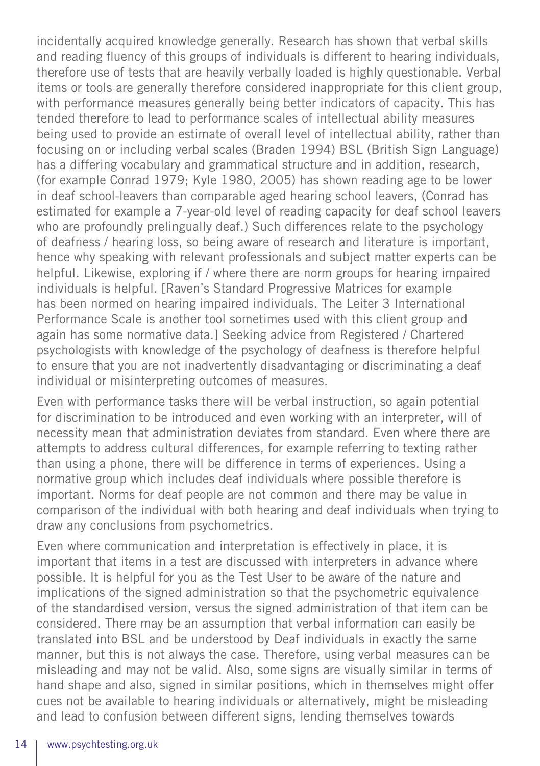incidentally acquired knowledge generally. Research has shown that verbal skills and reading fluency of this groups of individuals is different to hearing individuals, therefore use of tests that are heavily verbally loaded is highly questionable. Verbal items or tools are generally therefore considered inappropriate for this client group, with performance measures generally being better indicators of capacity. This has tended therefore to lead to performance scales of intellectual ability measures being used to provide an estimate of overall level of intellectual ability, rather than focusing on or including verbal scales (Braden 1994) BSL (British Sign Language) has a differing vocabulary and grammatical structure and in addition, research, (for example Conrad 1979; Kyle 1980, 2005) has shown reading age to be lower in deaf school-leavers than comparable aged hearing school leavers, (Conrad has estimated for example a 7-year-old level of reading capacity for deaf school leavers who are profoundly prelingually deaf.) Such differences relate to the psychology of deafness / hearing loss, so being aware of research and literature is important, hence why speaking with relevant professionals and subject matter experts can be helpful. Likewise, exploring if / where there are norm groups for hearing impaired individuals is helpful. [Raven's Standard Progressive Matrices for example has been normed on hearing impaired individuals. The Leiter 3 International Performance Scale is another tool sometimes used with this client group and again has some normative data.] Seeking advice from Registered / Chartered psychologists with knowledge of the psychology of deafness is therefore helpful to ensure that you are not inadvertently disadvantaging or discriminating a deaf individual or misinterpreting outcomes of measures.

Even with performance tasks there will be verbal instruction, so again potential for discrimination to be introduced and even working with an interpreter, will of necessity mean that administration deviates from standard. Even where there are attempts to address cultural differences, for example referring to texting rather than using a phone, there will be difference in terms of experiences. Using a normative group which includes deaf individuals where possible therefore is important. Norms for deaf people are not common and there may be value in comparison of the individual with both hearing and deaf individuals when trying to draw any conclusions from psychometrics.

Even where communication and interpretation is effectively in place, it is important that items in a test are discussed with interpreters in advance where possible. It is helpful for you as the Test User to be aware of the nature and implications of the signed administration so that the psychometric equivalence of the standardised version, versus the signed administration of that item can be considered. There may be an assumption that verbal information can easily be translated into BSL and be understood by Deaf individuals in exactly the same manner, but this is not always the case. Therefore, using verbal measures can be misleading and may not be valid. Also, some signs are visually similar in terms of hand shape and also, signed in similar positions, which in themselves might offer cues not be available to hearing individuals or alternatively, might be misleading and lead to confusion between different signs, lending themselves towards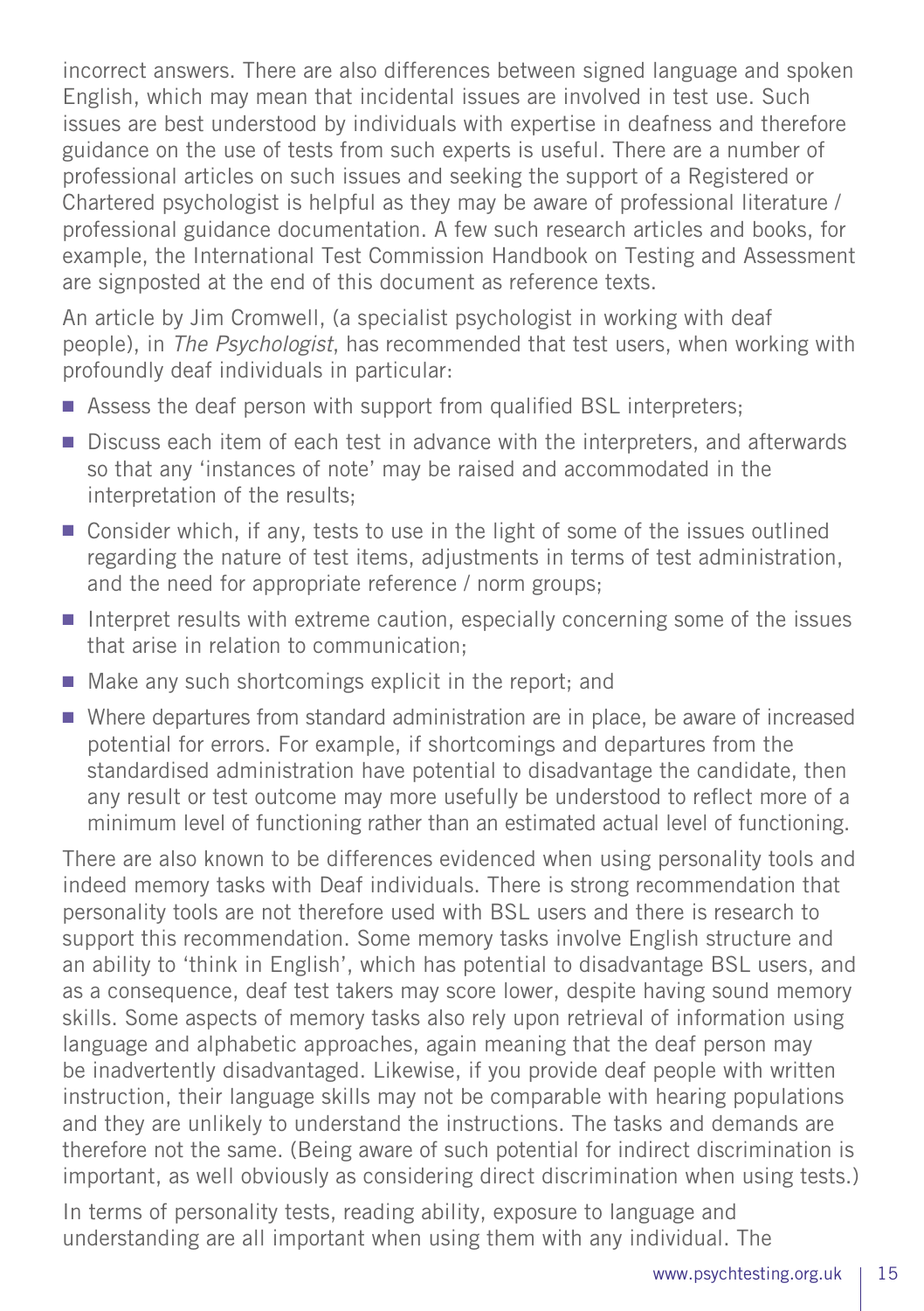incorrect answers. There are also differences between signed language and spoken English, which may mean that incidental issues are involved in test use. Such issues are best understood by individuals with expertise in deafness and therefore guidance on the use of tests from such experts is useful. There are a number of professional articles on such issues and seeking the support of a Registered or Chartered psychologist is helpful as they may be aware of professional literature / professional guidance documentation. A few such research articles and books, for example, the International Test Commission Handbook on Testing and Assessment are signposted at the end of this document as reference texts.

An article by Jim Cromwell, (a specialist psychologist in working with deaf people), in *The Psychologist*, has recommended that test users, when working with profoundly deaf individuals in particular:

- Assess the deaf person with support from qualified BSL interpreters;
- Discuss each item of each test in advance with the interpreters, and afterwards so that any 'instances of note' may be raised and accommodated in the interpretation of the results;
- Consider which, if any, tests to use in the light of some of the issues outlined regarding the nature of test items, adjustments in terms of test administration, and the need for appropriate reference / norm groups;
- Interpret results with extreme caution, especially concerning some of the issues that arise in relation to communication;
- Make any such shortcomings explicit in the report; and
- Where departures from standard administration are in place, be aware of increased potential for errors. For example, if shortcomings and departures from the standardised administration have potential to disadvantage the candidate, then any result or test outcome may more usefully be understood to reflect more of a minimum level of functioning rather than an estimated actual level of functioning.

There are also known to be differences evidenced when using personality tools and indeed memory tasks with Deaf individuals. There is strong recommendation that personality tools are not therefore used with BSL users and there is research to support this recommendation. Some memory tasks involve English structure and an ability to 'think in English', which has potential to disadvantage BSL users, and as a consequence, deaf test takers may score lower, despite having sound memory skills. Some aspects of memory tasks also rely upon retrieval of information using language and alphabetic approaches, again meaning that the deaf person may be inadvertently disadvantaged. Likewise, if you provide deaf people with written instruction, their language skills may not be comparable with hearing populations and they are unlikely to understand the instructions. The tasks and demands are therefore not the same. (Being aware of such potential for indirect discrimination is important, as well obviously as considering direct discrimination when using tests.)

In terms of personality tests, reading ability, exposure to language and understanding are all important when using them with any individual. The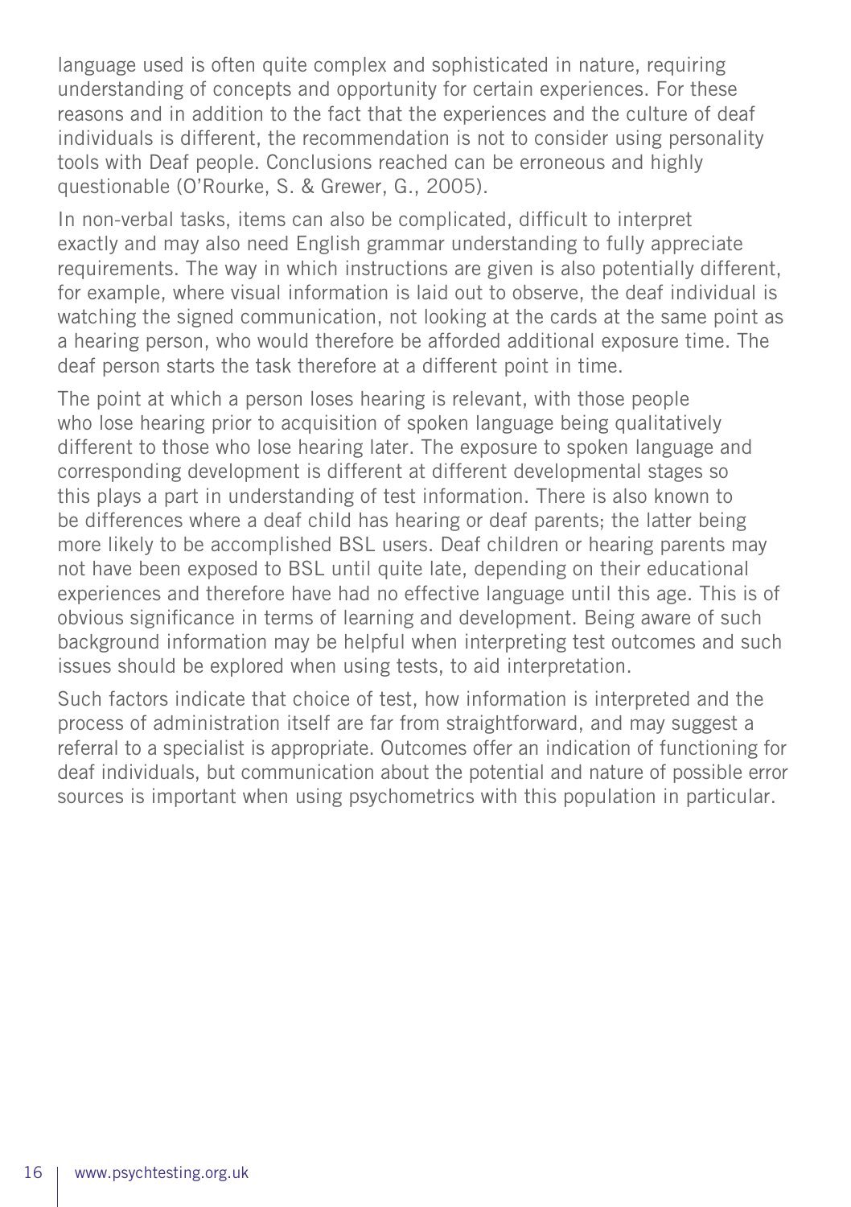language used is often quite complex and sophisticated in nature, requiring understanding of concepts and opportunity for certain experiences. For these reasons and in addition to the fact that the experiences and the culture of deaf individuals is different, the recommendation is not to consider using personality tools with Deaf people. Conclusions reached can be erroneous and highly questionable (O'Rourke, S. & Grewer, G., 2005).

In non-verbal tasks, items can also be complicated, difficult to interpret exactly and may also need English grammar understanding to fully appreciate requirements. The way in which instructions are given is also potentially different, for example, where visual information is laid out to observe, the deaf individual is watching the signed communication, not looking at the cards at the same point as a hearing person, who would therefore be afforded additional exposure time. The deaf person starts the task therefore at a different point in time.

The point at which a person loses hearing is relevant, with those people who lose hearing prior to acquisition of spoken language being qualitatively different to those who lose hearing later. The exposure to spoken language and corresponding development is different at different developmental stages so this plays a part in understanding of test information. There is also known to be differences where a deaf child has hearing or deaf parents; the latter being more likely to be accomplished BSL users. Deaf children or hearing parents may not have been exposed to BSL until quite late, depending on their educational experiences and therefore have had no effective language until this age. This is of obvious significance in terms of learning and development. Being aware of such background information may be helpful when interpreting test outcomes and such issues should be explored when using tests, to aid interpretation.

Such factors indicate that choice of test, how information is interpreted and the process of administration itself are far from straightforward, and may suggest a referral to a specialist is appropriate. Outcomes offer an indication of functioning for deaf individuals, but communication about the potential and nature of possible error sources is important when using psychometrics with this population in particular.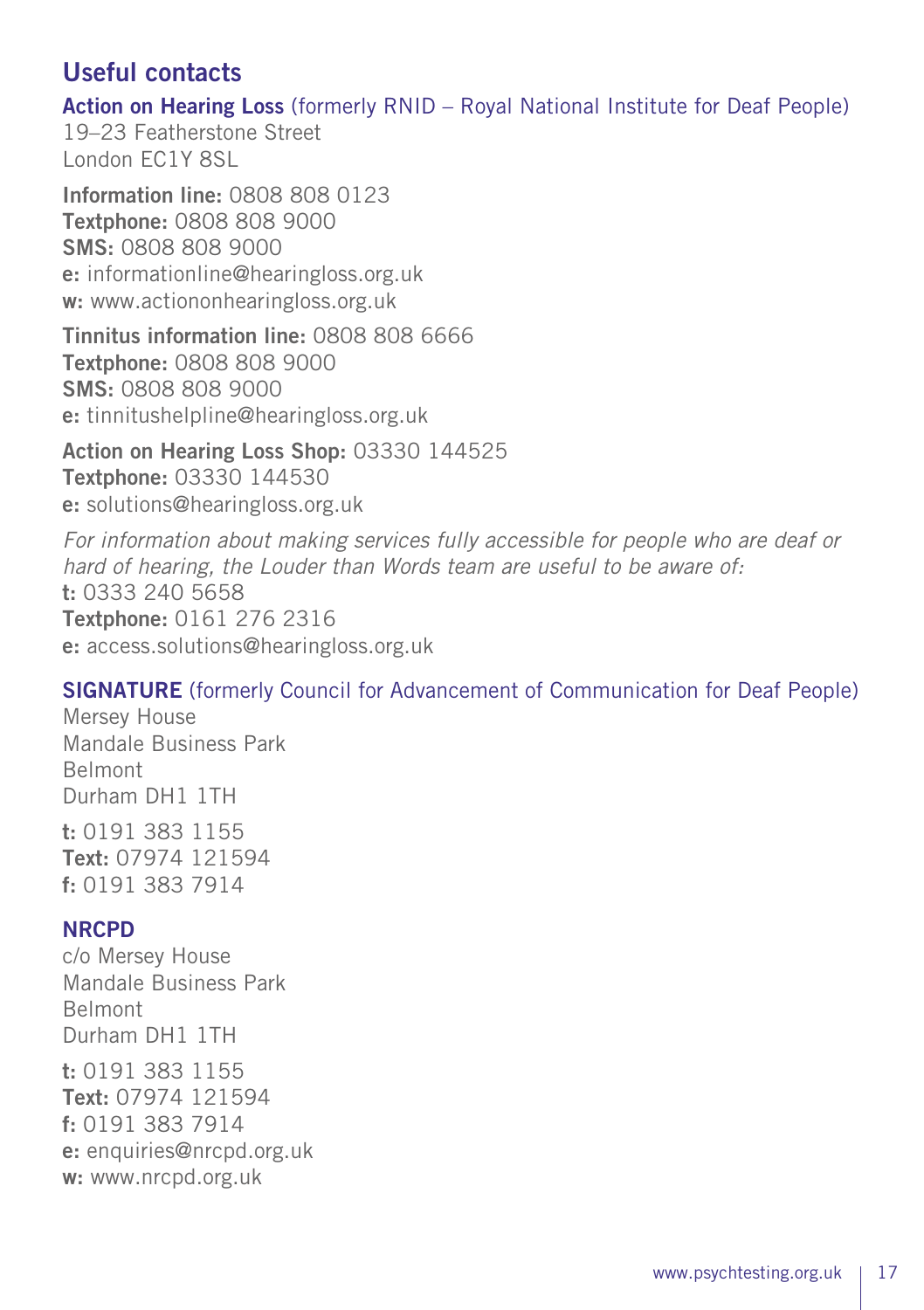## Useful contacts

**Action on Hearing Loss** (formerly RNID – Royal National Institute for Deaf People)
19–23 Featherstone Street
London EC1Y 8SL

**Information line:** 0808 808 0123
**Textphone:** 0808 808 9000
**SMS:** 0808 808 9000
**e:** informationline@hearingloss.org.uk
**w:** www.actiononhearingloss.org.uk

**Tinnitus information line:** 0808 808 6666
**Textphone:** 0808 808 9000
**SMS:** 0808 808 9000
**e:** tinnitushelpline@hearingloss.org.uk

**Action on Hearing Loss Shop:** 03330 144525
**Textphone:** 03330 144530
**e:** solutions@hearingloss.org.uk

*For information about making services fully accessible for people who are deaf or hard of hearing, the Louder than Words team are useful to be aware of:*
**t:** 0333 240 5658
**Textphone:** 0161 276 2316
**e:** access.solutions@hearingloss.org.uk

**SIGNATURE** (formerly Council for Advancement of Communication for Deaf People)
Mersey House
Mandale Business Park
Belmont
Durham DH1 1TH

**t:** 0191 383 1155
**Text:** 07974 121594
**f:** 0191 383 7914

**NRCPD**
c/o Mersey House
Mandale Business Park
Belmont
Durham DH1 1TH

**t:** 0191 383 1155
**Text:** 07974 121594
**f:** 0191 383 7914
**e:** enquiries@nrcpd.org.uk
**w:** www.nrcpd.org.uk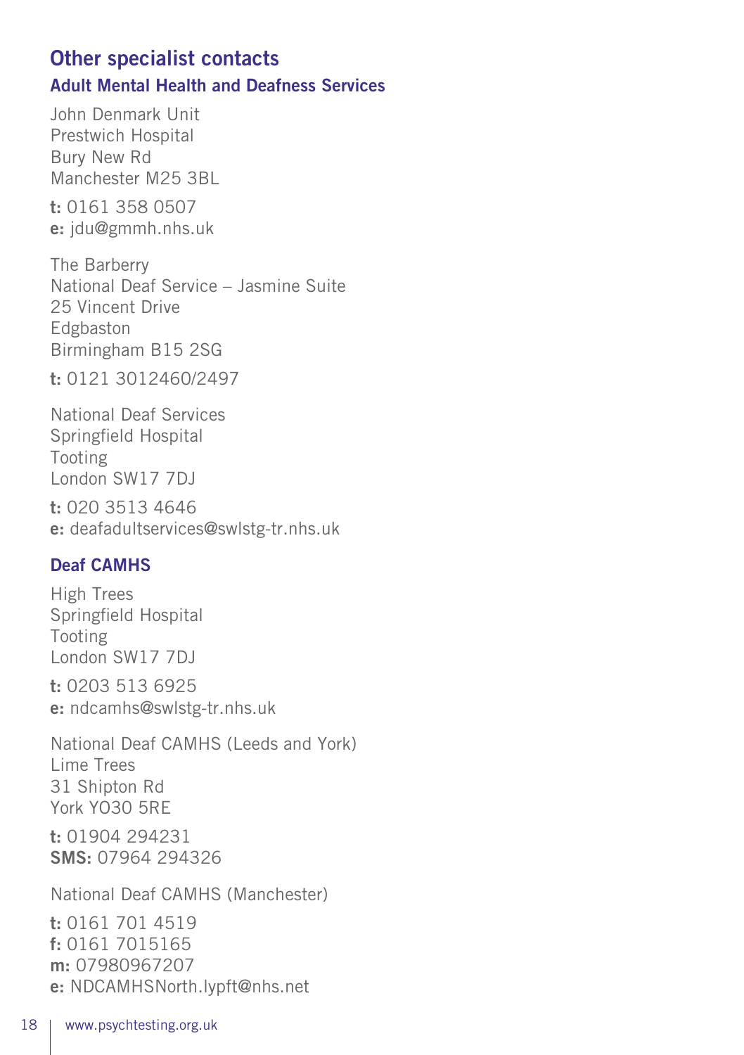## Other specialist contacts

### Adult Mental Health and Deafness Services

John Denmark Unit
Prestwich Hospital
Bury New Rd
Manchester M25 3BL

**t:** 0161 358 0507
**e:** jdu@gmmh.nhs.uk

The Barberry
National Deaf Service – Jasmine Suite
25 Vincent Drive
Edgbaston
Birmingham B15 2SG

**t:** 0121 3012460/2497

National Deaf Services
Springfield Hospital
Tooting
London SW17 7DJ

**t:** 020 3513 4646
**e:** deafadultservices@swlstg-tr.nhs.uk

### Deaf CAMHS

High Trees
Springfield Hospital
Tooting
London SW17 7DJ

**t:** 0203 513 6925
**e:** ndcamhs@swlstg-tr.nhs.uk

National Deaf CAMHS (Leeds and York)
Lime Trees
31 Shipton Rd
York YO30 5RE

**t:** 01904 294231
**SMS:** 07964 294326

National Deaf CAMHS (Manchester)

**t:** 0161 701 4519
**f:** 0161 7015165
**m:** 07980967207
**e:** NDCAMHSNorth.lypft@nhs.net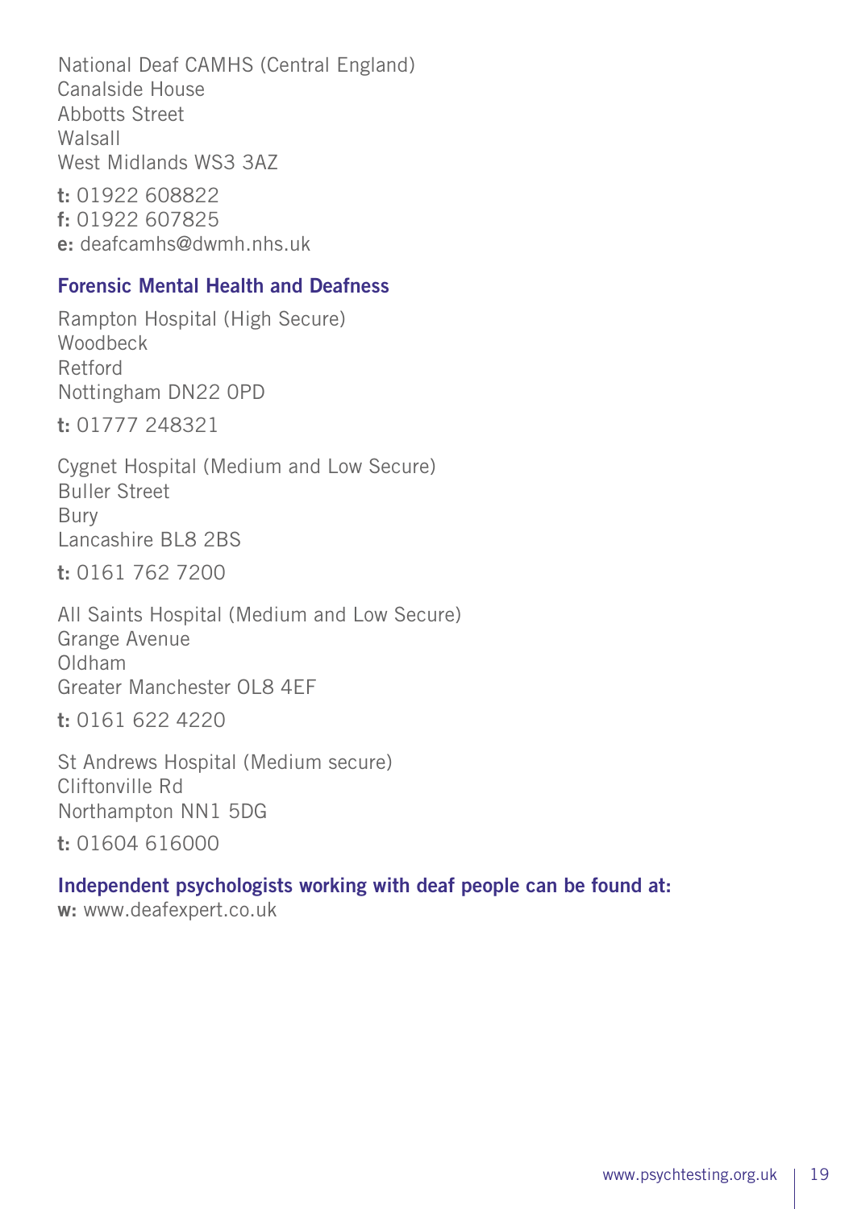National Deaf CAMHS (Central England)
Canalside House
Abbotts Street
Walsall
West Midlands WS3 3AZ

**t:** 01922 608822
**f:** 01922 607825
**e:** deafcamhs@dwmh.nhs.uk

## Forensic Mental Health and Deafness

Rampton Hospital (High Secure)
Woodbeck
Retford
Nottingham DN22 0PD

**t:** 01777 248321

Cygnet Hospital (Medium and Low Secure)
Buller Street
Bury
Lancashire BL8 2BS

**t:** 0161 762 7200

All Saints Hospital (Medium and Low Secure)
Grange Avenue
Oldham
Greater Manchester OL8 4EF

**t:** 0161 622 4220

St Andrews Hospital (Medium secure)
Cliftonville Rd
Northampton NN1 5DG

**t:** 01604 616000

## Independent psychologists working with deaf people can be found at:

**w:** www.deafexpert.co.uk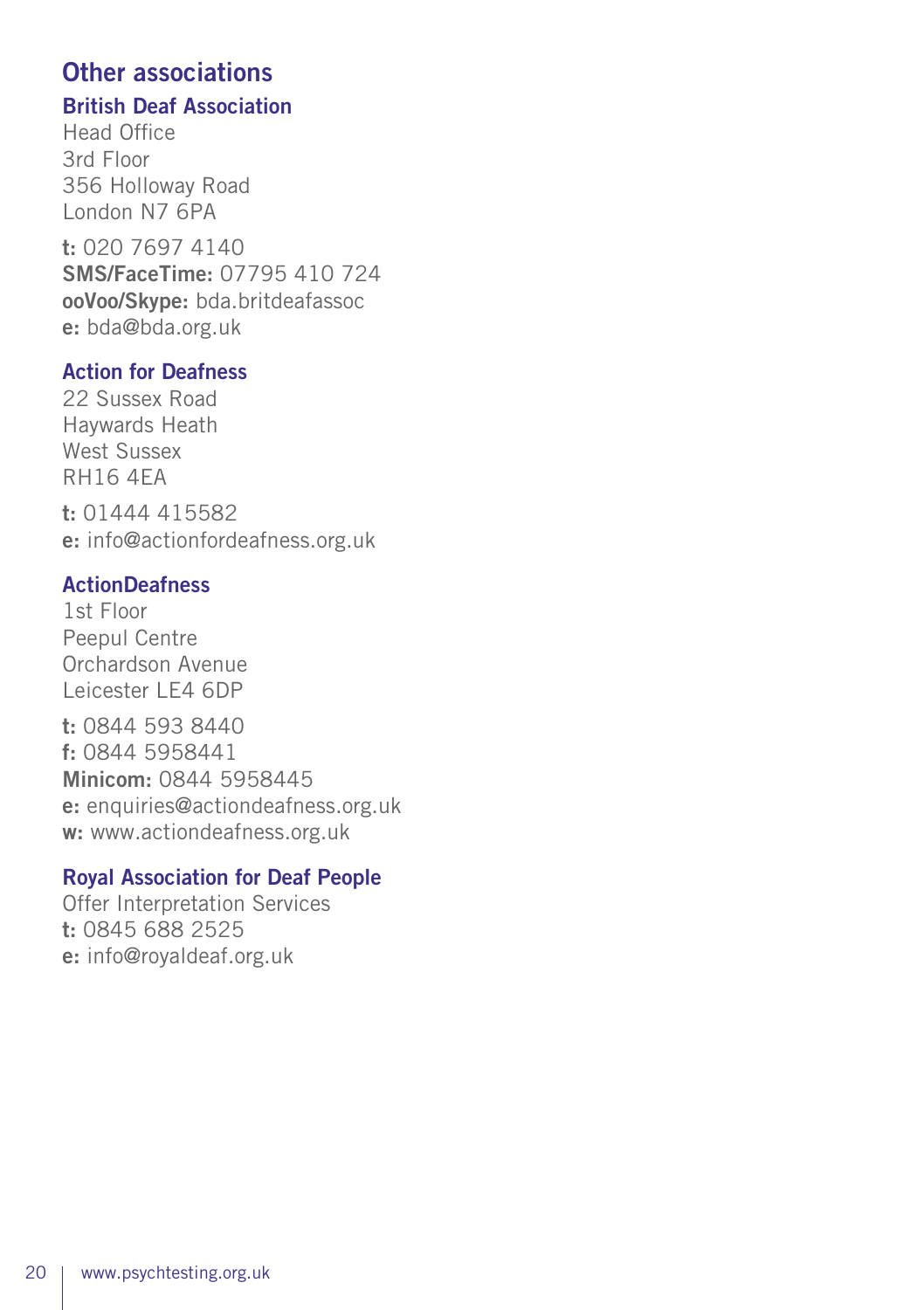## Other associations

### British Deaf Association

Head Office
3rd Floor
356 Holloway Road
London N7 6PA

**t:** 020 7697 4140
**SMS/FaceTime:** 07795 410 724
**ooVoo/Skype:** bda.britdeafassoc
**e:** bda@bda.org.uk

### Action for Deafness

22 Sussex Road
Haywards Heath
West Sussex
RH16 4EA

**t:** 01444 415582
**e:** info@actionfordeafness.org.uk

### ActionDeafness

1st Floor
Peepul Centre
Orchardson Avenue
Leicester LE4 6DP

**t:** 0844 593 8440
**f:** 0844 5958441
**Minicom:** 0844 5958445
**e:** enquiries@actiondeafness.org.uk
**w:** www.actiondeafness.org.uk

### Royal Association for Deaf People

Offer Interpretation Services
**t:** 0845 688 2525
**e:** info@royaldeaf.org.uk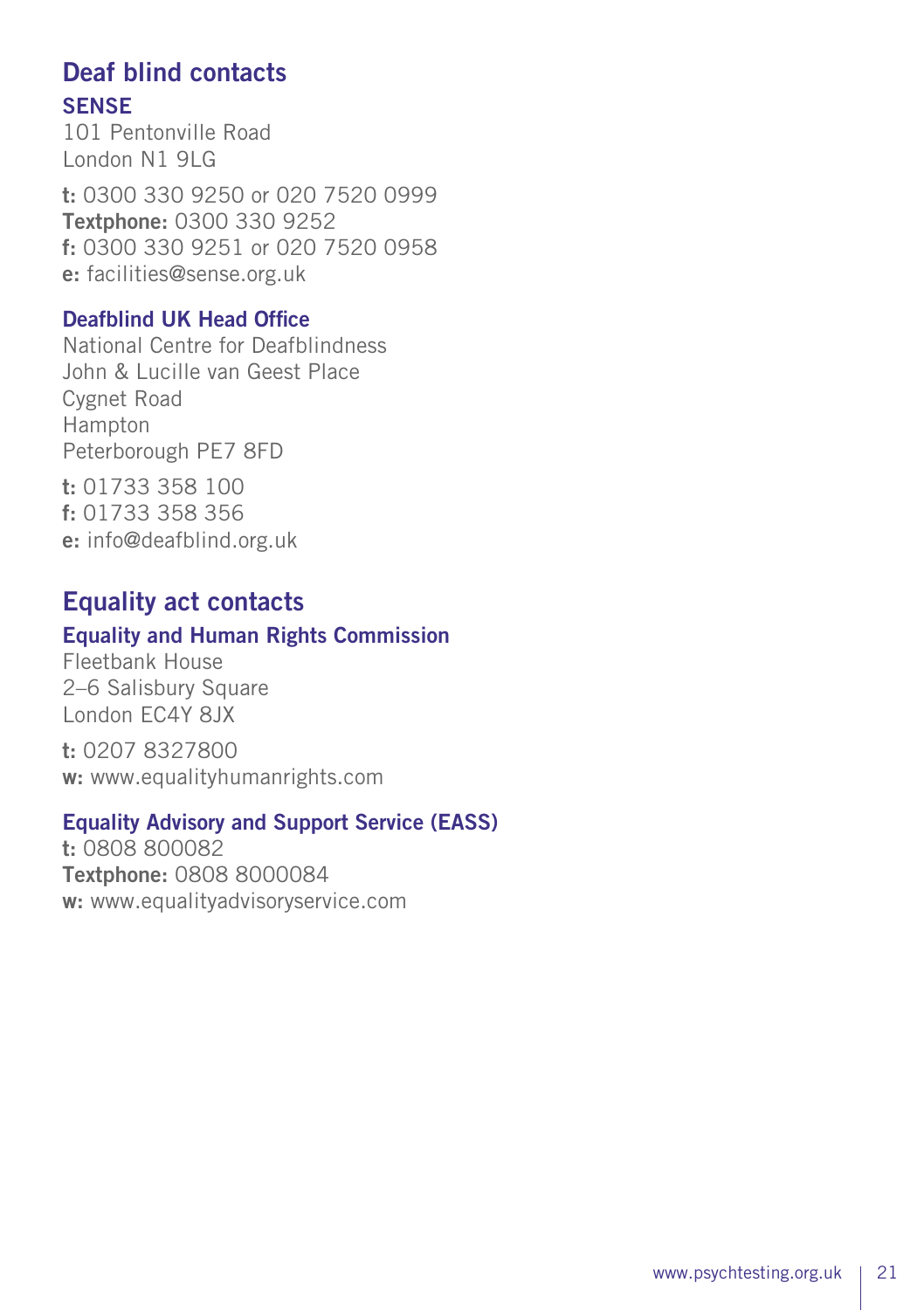## Deaf blind contacts

### SENSE

101 Pentonville Road
London N1 9LG

**t:** 0300 330 9250 or 020 7520 0999
**Textphone:** 0300 330 9252
**f:** 0300 330 9251 or 020 7520 0958
**e:** facilities@sense.org.uk

### Deafblind UK Head Office

National Centre for Deafblindness
John & Lucille van Geest Place
Cygnet Road
Hampton
Peterborough PE7 8FD

**t:** 01733 358 100
**f:** 01733 358 356
**e:** info@deafblind.org.uk

## Equality act contacts

### Equality and Human Rights Commission

Fleetbank House
2–6 Salisbury Square
London EC4Y 8JX

**t:** 0207 8327800
**w:** www.equalityhumanrights.com

### Equality Advisory and Support Service (EASS)

**t:** 0808 800082
**Textphone:** 0808 8000084
**w:** www.equalityadvisoryservice.com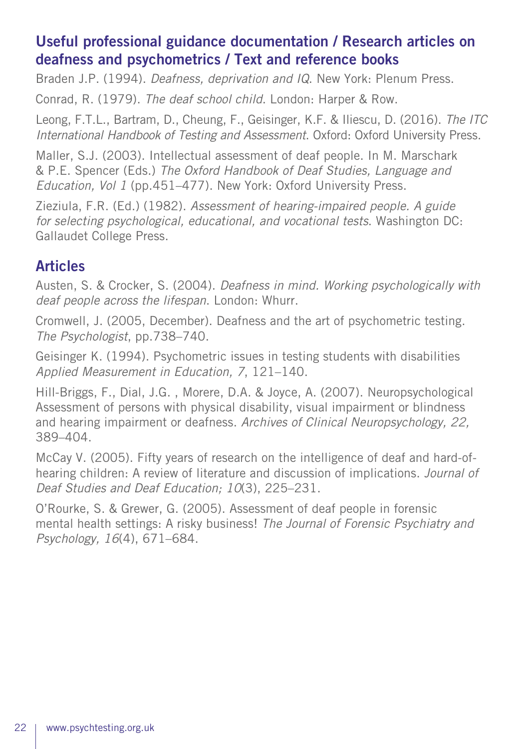## Useful professional guidance documentation / Research articles on deafness and psychometrics / Text and reference books

Braden J.P. (1994). *Deafness, deprivation and IQ*. New York: Plenum Press.

Conrad, R. (1979). *The deaf school child*. London: Harper & Row.

Leong, F.T.L., Bartram, D., Cheung, F., Geisinger, K.F. & Iliescu, D. (2016). *The ITC International Handbook of Testing and Assessment*. Oxford: Oxford University Press.

Maller, S.J. (2003). Intellectual assessment of deaf people. In M. Marschark & P.E. Spencer (Eds.) *The Oxford Handbook of Deaf Studies, Language and Education, Vol 1* (pp.451–477). New York: Oxford University Press.

Zieziula, F.R. (Ed.) (1982). *Assessment of hearing-impaired people. A guide for selecting psychological, educational, and vocational tests*. Washington DC: Gallaudet College Press.

## Articles

Austen, S. & Crocker, S. (2004). *Deafness in mind. Working psychologically with deaf people across the lifespan*. London: Whurr.

Cromwell, J. (2005, December). Deafness and the art of psychometric testing. *The Psychologist*, pp.738–740.

Geisinger K. (1994). Psychometric issues in testing students with disabilities *Applied Measurement in Education, 7*, 121–140.

Hill-Briggs, F., Dial, J.G. , Morere, D.A. & Joyce, A. (2007). Neuropsychological Assessment of persons with physical disability, visual impairment or blindness and hearing impairment or deafness. *Archives of Clinical Neuropsychology, 22,* 389–404.

McCay V. (2005). Fifty years of research on the intelligence of deaf and hard-of-hearing children: A review of literature and discussion of implications. *Journal of Deaf Studies and Deaf Education; 10*(3), 225–231.

O'Rourke, S. & Grewer, G. (2005). Assessment of deaf people in forensic mental health settings: A risky business! *The Journal of Forensic Psychiatry and Psychology, 16*(4), 671–684.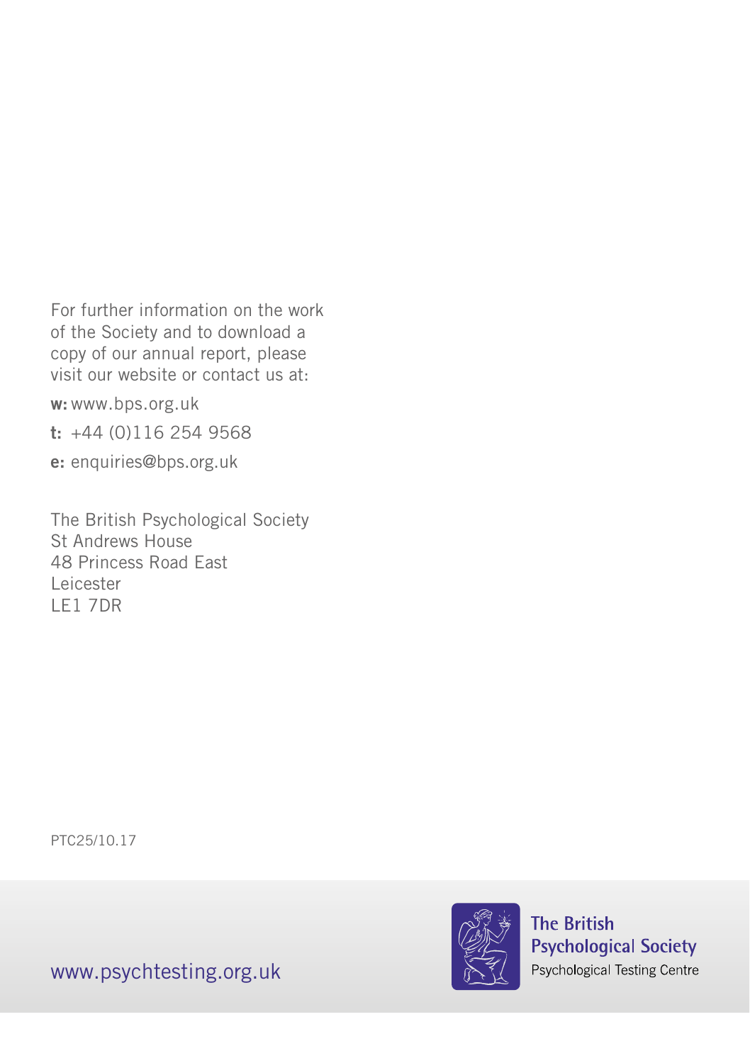For further information on the work of the Society and to download a copy of our annual report, please visit our website or contact us at:

**w:** www.bps.org.uk

**t:** +44 (0)116 254 9568

**e:** enquiries@bps.org.uk

The British Psychological Society
St Andrews House
48 Princess Road East
Leicester
LE1 7DR

PTC25/10.17

www.psychtesting.org.uk

The British Psychological Society
Psychological Testing Centre